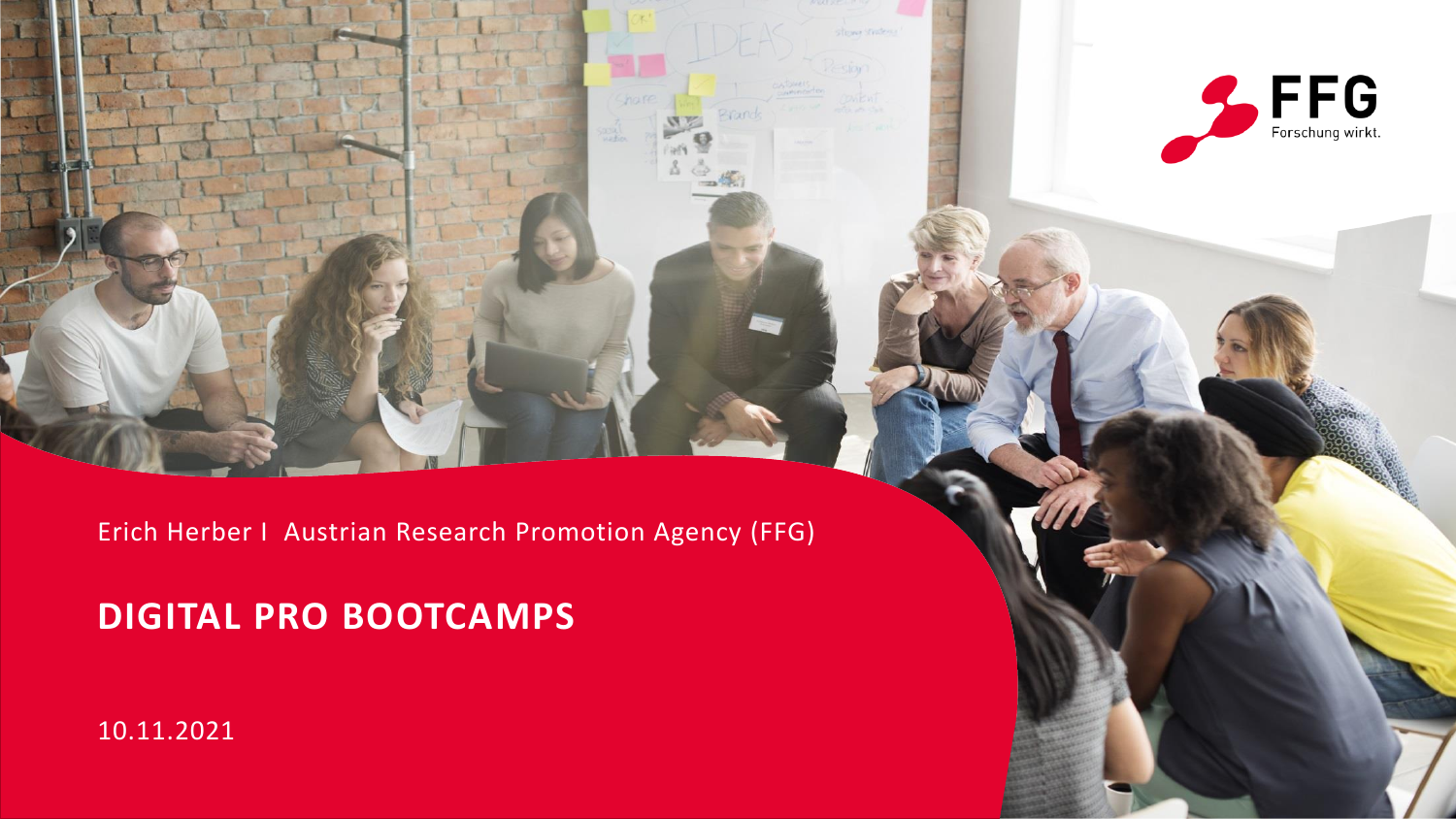Erich Herber I Austrian Research Promotion Agency (FFG)

# DIGITAL PRO BOOTCAMPS

10.11.2021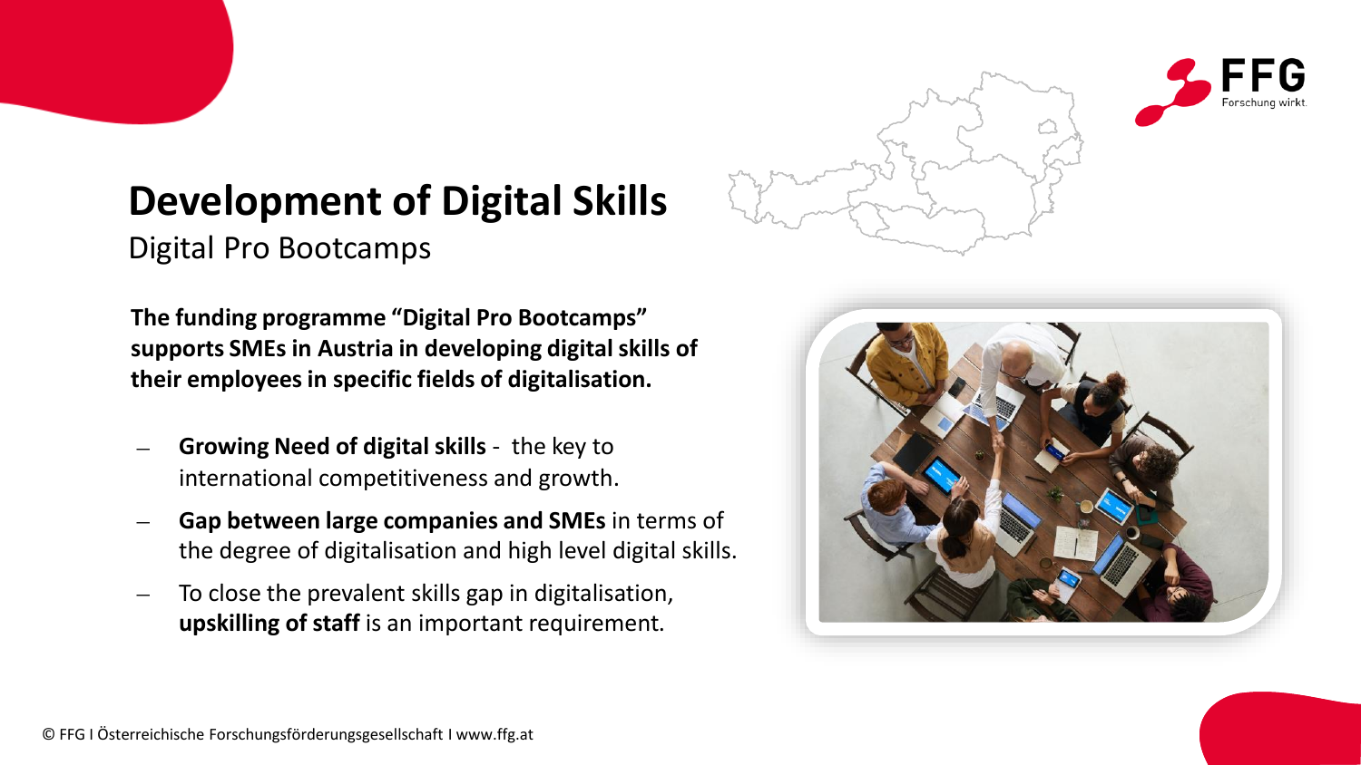# Development of Digital Skills

## Digital Pro Bootcamps

**The funding programme "Digital Pro Bootcamps" supports SMEs in Austria in developing digital skills of their employees in specific fields of digitalisation.**

- **Growing Need of digital skills** - the key to international competitiveness and growth.
- **Gap between large companies and SMEs** in terms of the degree of digitalisation and high level digital skills.
- To close the prevalent skills gap in digitalisation, **upskilling of staff** is an important requirement.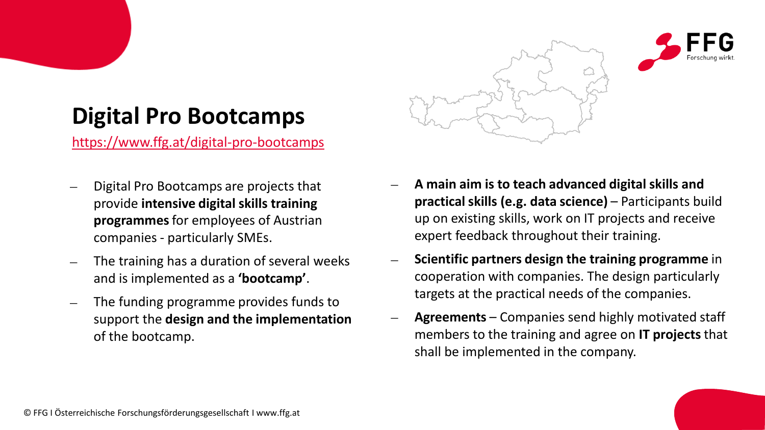# Digital Pro Bootcamps

https://www.ffg.at/digital-pro-bootcamps

- Digital Pro Bootcamps are projects that provide **intensive digital skills training programmes** for employees of Austrian companies - particularly SMEs.
- The training has a duration of several weeks and is implemented as a **'bootcamp'**.
- The funding programme provides funds to support the **design and the implementation** of the bootcamp.
- **A main aim is to teach advanced digital skills and practical skills (e.g. data science)** – Participants build up on existing skills, work on IT projects and receive expert feedback throughout their training.
- **Scientific partners design the training programme** in cooperation with companies. The design particularly targets at the practical needs of the companies.
- **Agreements** – Companies send highly motivated staff members to the training and agree on **IT projects** that shall be implemented in the company.

© FFG I Österreichische Forschungsförderungsgesellschaft I www.ffg.at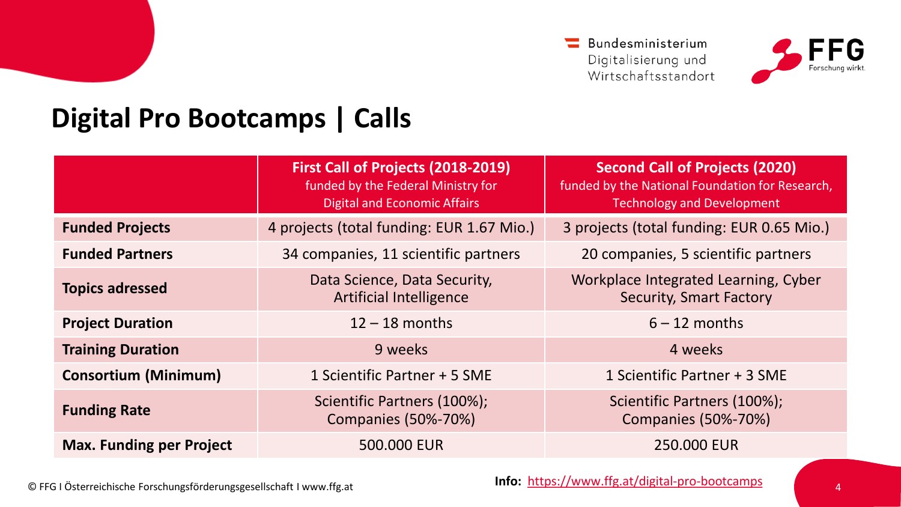# Digital Pro Bootcamps | Calls

| | First Call of Projects (2018-2019) funded by the Federal Ministry for Digital and Economic Affairs | Second Call of Projects (2020) funded by the National Foundation for Research, Technology and Development |
|---|---|---|
| **Funded Projects** | 4 projects (total funding: EUR 1.67 Mio.) | 3 projects (total funding: EUR 0.65 Mio.) |
| **Funded Partners** | 34 companies, 11 scientific partners | 20 companies, 5 scientific partners |
| **Topics adressed** | Data Science, Data Security, Artificial Intelligence | Workplace Integrated Learning, Cyber Security, Smart Factory |
| **Project Duration** | 12 – 18 months | 6 – 12 months |
| **Training Duration** | 9 weeks | 4 weeks |
| **Consortium (Minimum)** | 1 Scientific Partner + 5 SME | 1 Scientific Partner + 3 SME |
| **Funding Rate** | Scientific Partners (100%); Companies (50%-70%) | Scientific Partners (100%); Companies (50%-70%) |
| **Max. Funding per Project** | 500.000 EUR | 250.000 EUR |

**Info:** https://www.ffg.at/digital-pro-bootcamps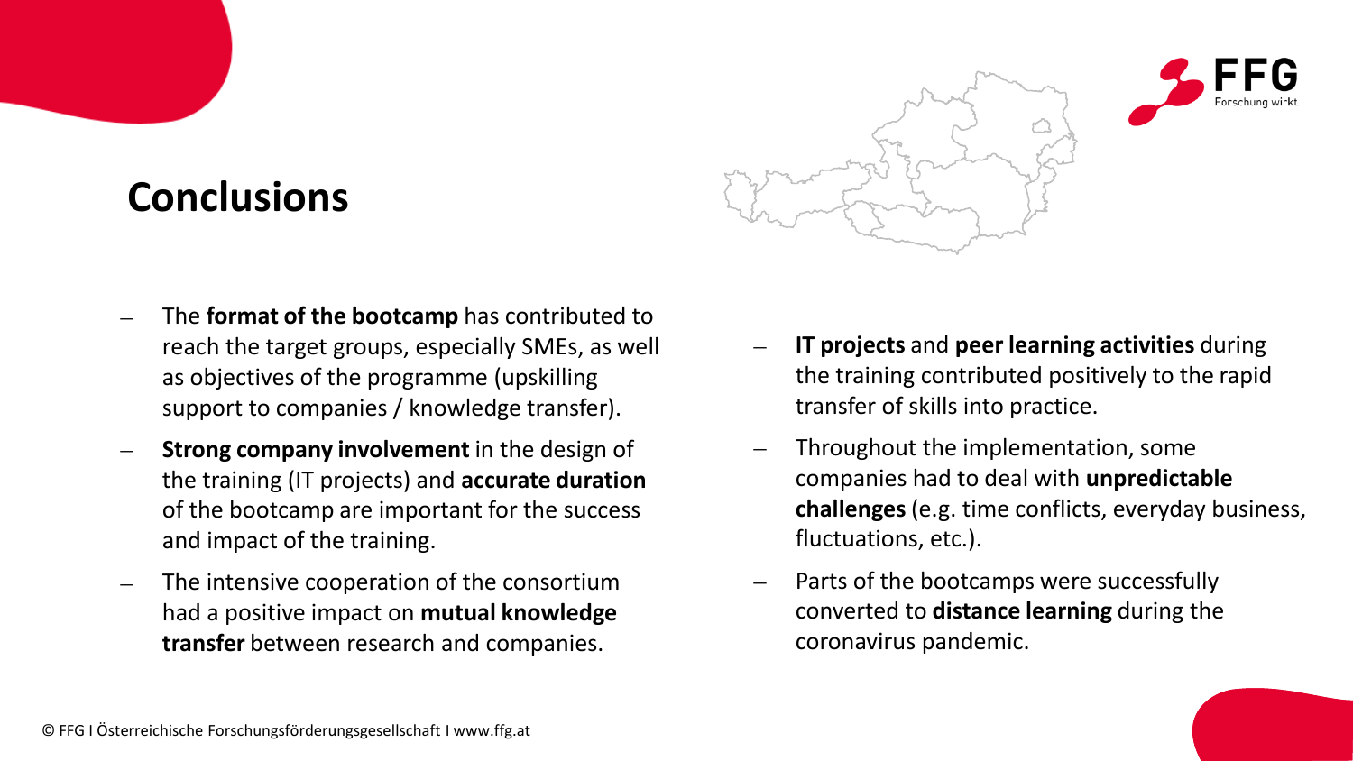# Conclusions

- The **format of the bootcamp** has contributed to reach the target groups, especially SMEs, as well as objectives of the programme (upskilling support to companies / knowledge transfer).
- **Strong company involvement** in the design of the training (IT projects) and **accurate duration** of the bootcamp are important for the success and impact of the training.
- The intensive cooperation of the consortium had a positive impact on **mutual knowledge transfer** between research and companies.
- **IT projects** and **peer learning activities** during the training contributed positively to the rapid transfer of skills into practice.
- Throughout the implementation, some companies had to deal with **unpredictable challenges** (e.g. time conflicts, everyday business, fluctuations, etc.).
- Parts of the bootcamps were successfully converted to **distance learning** during the coronavirus pandemic.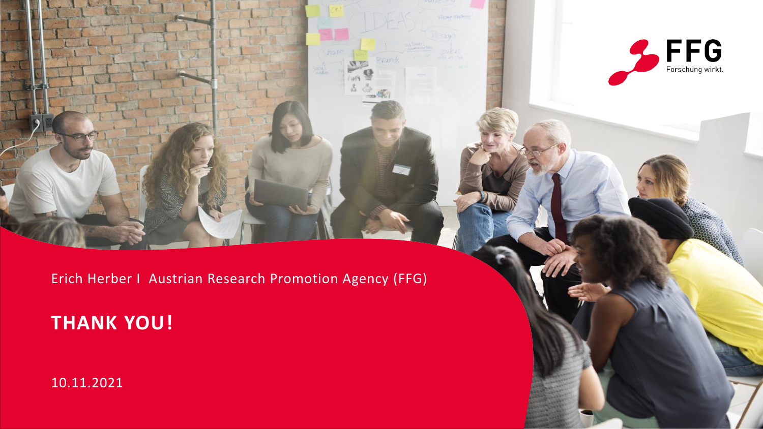Erich Herber I Austrian Research Promotion Agency (FFG)

**THANK YOU!**

10.11.2021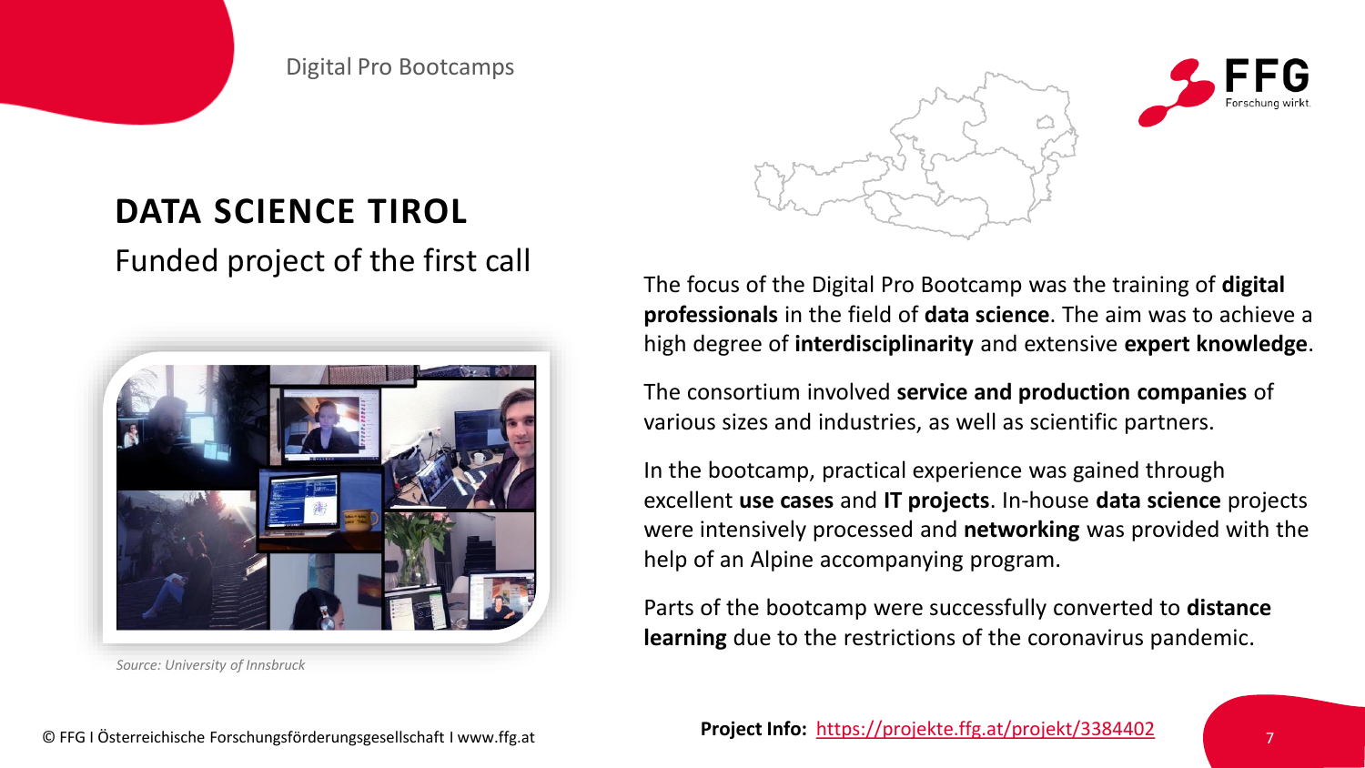Digital Pro Bootcamps

# DATA SCIENCE TIROL

## Funded project of the first call

*Source: University of Innsbruck*

The focus of the Digital Pro Bootcamp was the training of **digital professionals** in the field of **data science**. The aim was to achieve a high degree of **interdisciplinarity** and extensive **expert knowledge**.

The consortium involved **service and production companies** of various sizes and industries, as well as scientific partners.

In the bootcamp, practical experience was gained through excellent **use cases** and **IT projects**. In-house **data science** projects were intensively processed and **networking** was provided with the help of an Alpine accompanying program.

Parts of the bootcamp were successfully converted to **distance learning** due to the restrictions of the coronavirus pandemic.

**Project Info:** https://projekte.ffg.at/projekt/3384402